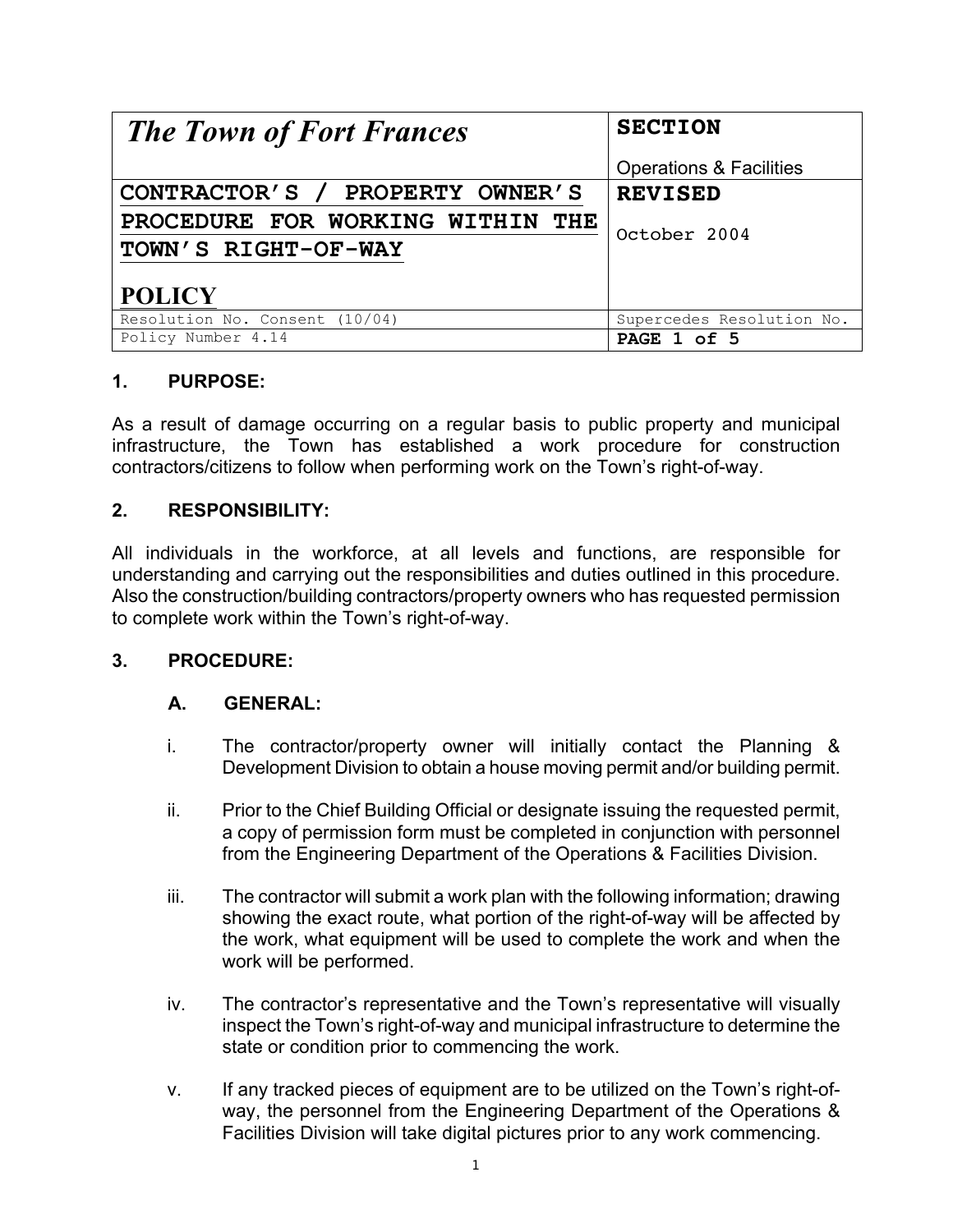| *The Town of Fort Frances* | **SECTION**<br>Operations & Facilities |
|---|---|
| **CONTRACTOR'S / PROPERTY OWNER'S PROCEDURE FOR WORKING WITHIN THE TOWN'S RIGHT-OF-WAY**<br><br>**POLICY** | **REVISED**<br>October 2004 |
| Resolution No. Consent (10/04) | Supercedes Resolution No. |
| Policy Number 4.14 | **PAGE 1 of 5** |

## 1. PURPOSE:

As a result of damage occurring on a regular basis to public property and municipal infrastructure, the Town has established a work procedure for construction contractors/citizens to follow when performing work on the Town's right-of-way.

## 2. RESPONSIBILITY:

All individuals in the workforce, at all levels and functions, are responsible for understanding and carrying out the responsibilities and duties outlined in this procedure. Also the construction/building contractors/property owners who has requested permission to complete work within the Town's right-of-way.

## 3. PROCEDURE:

### A. GENERAL:

i. The contractor/property owner will initially contact the Planning & Development Division to obtain a house moving permit and/or building permit.

ii. Prior to the Chief Building Official or designate issuing the requested permit, a copy of permission form must be completed in conjunction with personnel from the Engineering Department of the Operations & Facilities Division.

iii. The contractor will submit a work plan with the following information; drawing showing the exact route, what portion of the right-of-way will be affected by the work, what equipment will be used to complete the work and when the work will be performed.

iv. The contractor's representative and the Town's representative will visually inspect the Town's right-of-way and municipal infrastructure to determine the state or condition prior to commencing the work.

v. If any tracked pieces of equipment are to be utilized on the Town's right-of-way, the personnel from the Engineering Department of the Operations & Facilities Division will take digital pictures prior to any work commencing.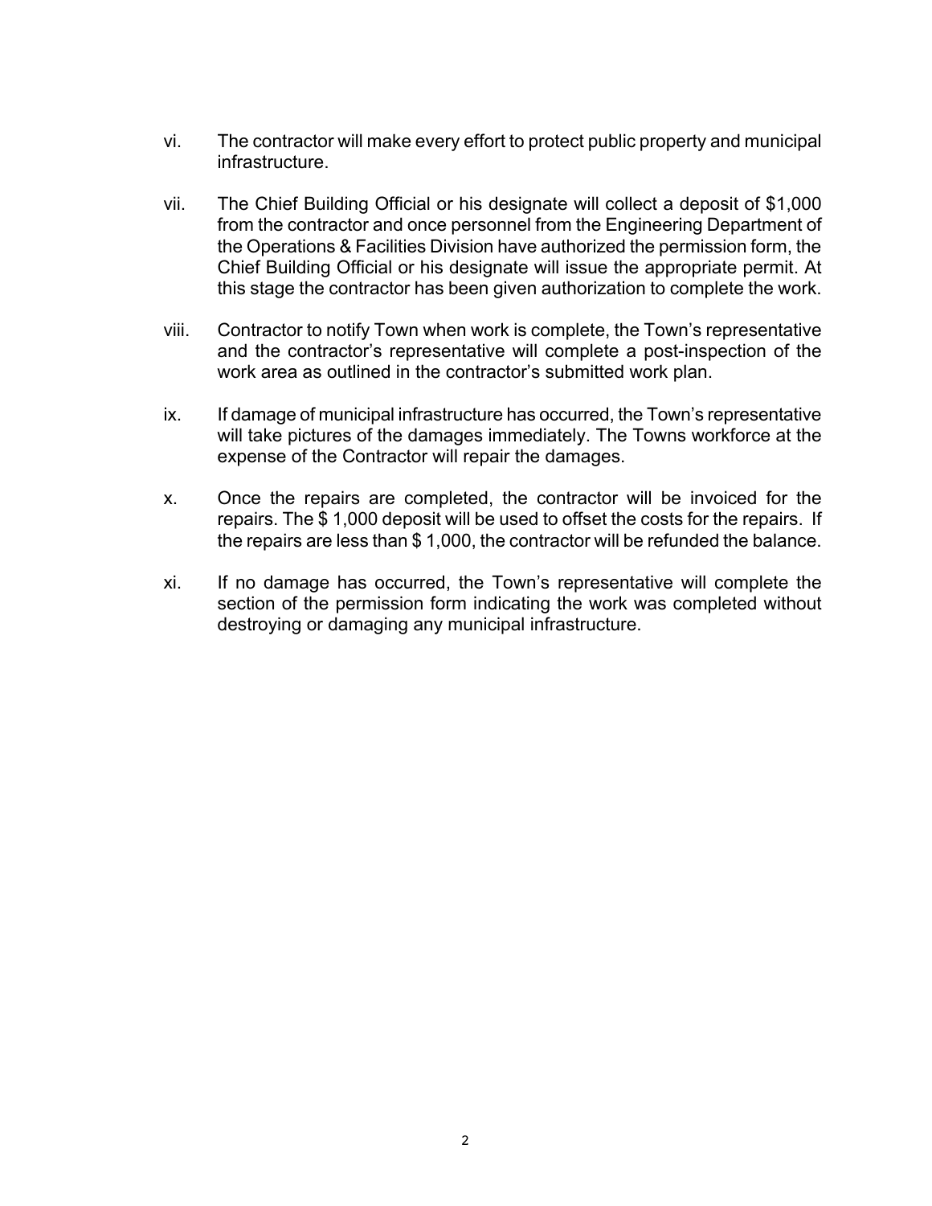vi. The contractor will make every effort to protect public property and municipal infrastructure.

vii. The Chief Building Official or his designate will collect a deposit of $1,000 from the contractor and once personnel from the Engineering Department of the Operations & Facilities Division have authorized the permission form, the Chief Building Official or his designate will issue the appropriate permit. At this stage the contractor has been given authorization to complete the work.

viii. Contractor to notify Town when work is complete, the Town's representative and the contractor's representative will complete a post-inspection of the work area as outlined in the contractor's submitted work plan.

ix. If damage of municipal infrastructure has occurred, the Town's representative will take pictures of the damages immediately. The Towns workforce at the expense of the Contractor will repair the damages.

x. Once the repairs are completed, the contractor will be invoiced for the repairs. The $ 1,000 deposit will be used to offset the costs for the repairs. If the repairs are less than $ 1,000, the contractor will be refunded the balance.

xi. If no damage has occurred, the Town's representative will complete the section of the permission form indicating the work was completed without destroying or damaging any municipal infrastructure.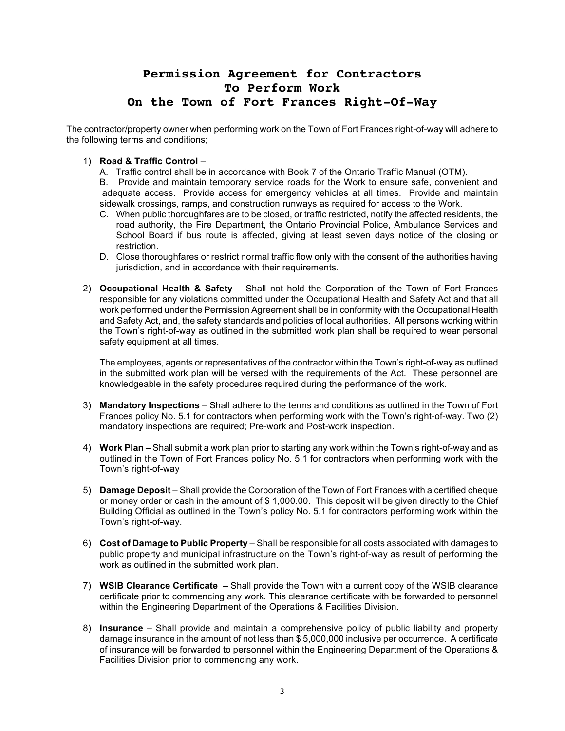# Permission Agreement for Contractors To Perform Work On the Town of Fort Frances Right-Of-Way

The contractor/property owner when performing work on the Town of Fort Frances right-of-way will adhere to the following terms and conditions;

1) **Road & Traffic Control** –
   A. Traffic control shall be in accordance with Book 7 of the Ontario Traffic Manual (OTM).
   B. Provide and maintain temporary service roads for the Work to ensure safe, convenient and adequate access. Provide access for emergency vehicles at all times. Provide and maintain sidewalk crossings, ramps, and construction runways as required for access to the Work.
   C. When public thoroughfares are to be closed, or traffic restricted, notify the affected residents, the road authority, the Fire Department, the Ontario Provincial Police, Ambulance Services and School Board if bus route is affected, giving at least seven days notice of the closing or restriction.
   D. Close thoroughfares or restrict normal traffic flow only with the consent of the authorities having jurisdiction, and in accordance with their requirements.

2) **Occupational Health & Safety** – Shall not hold the Corporation of the Town of Fort Frances responsible for any violations committed under the Occupational Health and Safety Act and that all work performed under the Permission Agreement shall be in conformity with the Occupational Health and Safety Act, and, the safety standards and policies of local authorities. All persons working within the Town's right-of-way as outlined in the submitted work plan shall be required to wear personal safety equipment at all times.

   The employees, agents or representatives of the contractor within the Town's right-of-way as outlined in the submitted work plan will be versed with the requirements of the Act. These personnel are knowledgeable in the safety procedures required during the performance of the work.

3) **Mandatory Inspections** – Shall adhere to the terms and conditions as outlined in the Town of Fort Frances policy No. 5.1 for contractors when performing work with the Town's right-of-way. Two (2) mandatory inspections are required; Pre-work and Post-work inspection.

4) **Work Plan –** Shall submit a work plan prior to starting any work within the Town's right-of-way and as outlined in the Town of Fort Frances policy No. 5.1 for contractors when performing work with the Town's right-of-way

5) **Damage Deposit** – Shall provide the Corporation of the Town of Fort Frances with a certified cheque or money order or cash in the amount of $ 1,000.00. This deposit will be given directly to the Chief Building Official as outlined in the Town's policy No. 5.1 for contractors performing work within the Town's right-of-way.

6) **Cost of Damage to Public Property** – Shall be responsible for all costs associated with damages to public property and municipal infrastructure on the Town's right-of-way as result of performing the work as outlined in the submitted work plan.

7) **WSIB Clearance Certificate –** Shall provide the Town with a current copy of the WSIB clearance certificate prior to commencing any work. This clearance certificate with be forwarded to personnel within the Engineering Department of the Operations & Facilities Division.

8) **Insurance** – Shall provide and maintain a comprehensive policy of public liability and property damage insurance in the amount of not less than $ 5,000,000 inclusive per occurrence. A certificate of insurance will be forwarded to personnel within the Engineering Department of the Operations & Facilities Division prior to commencing any work.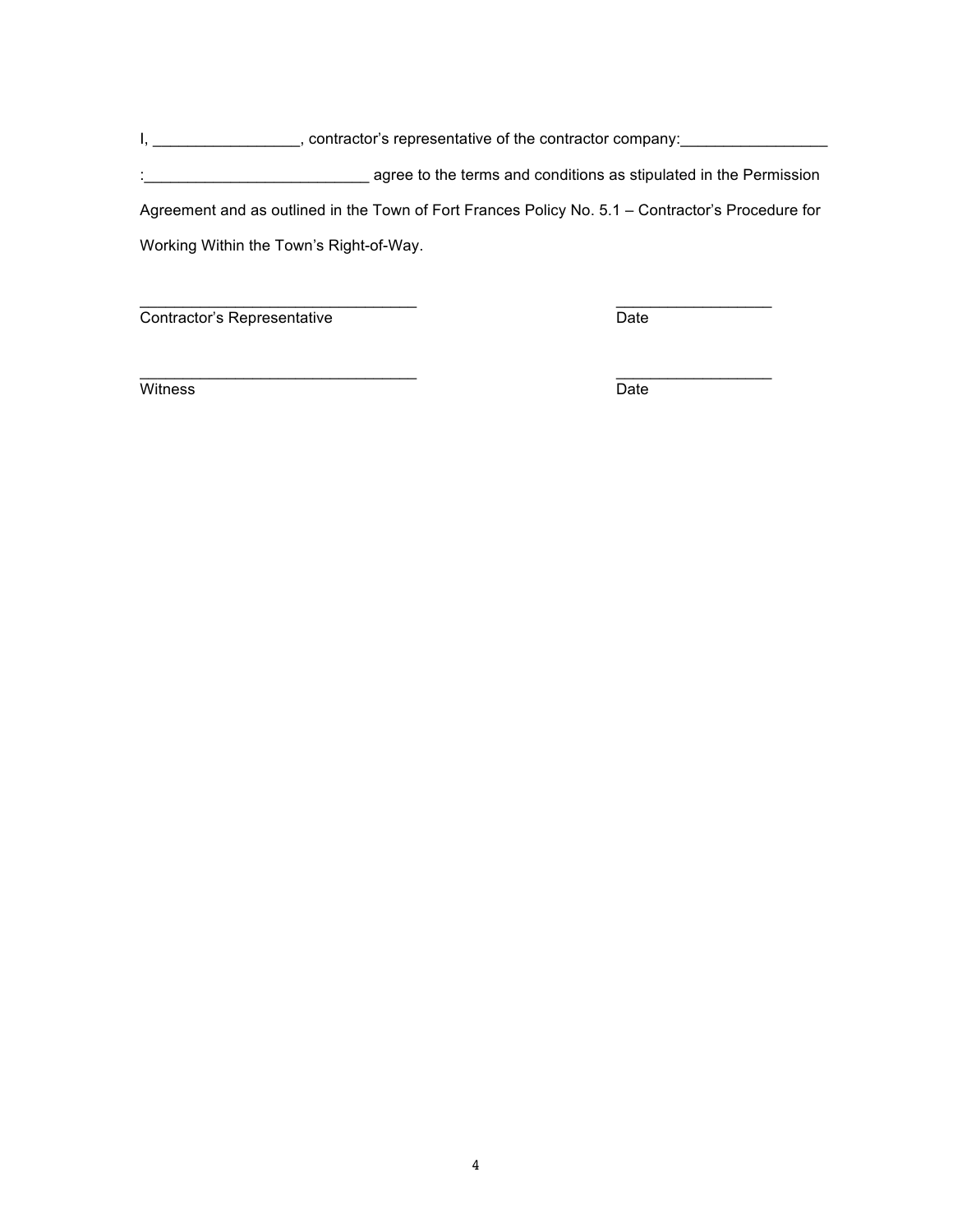I, _________________, contractor's representative of the contractor company:_________________ :__________________________ agree to the terms and conditions as stipulated in the Permission Agreement and as outlined in the Town of Fort Frances Policy No. 5.1 – Contractor's Procedure for Working Within the Town's Right-of-Way.

_________________________________ Contractor's Representative

__________________ Date

_________________________________ Witness

__________________ Date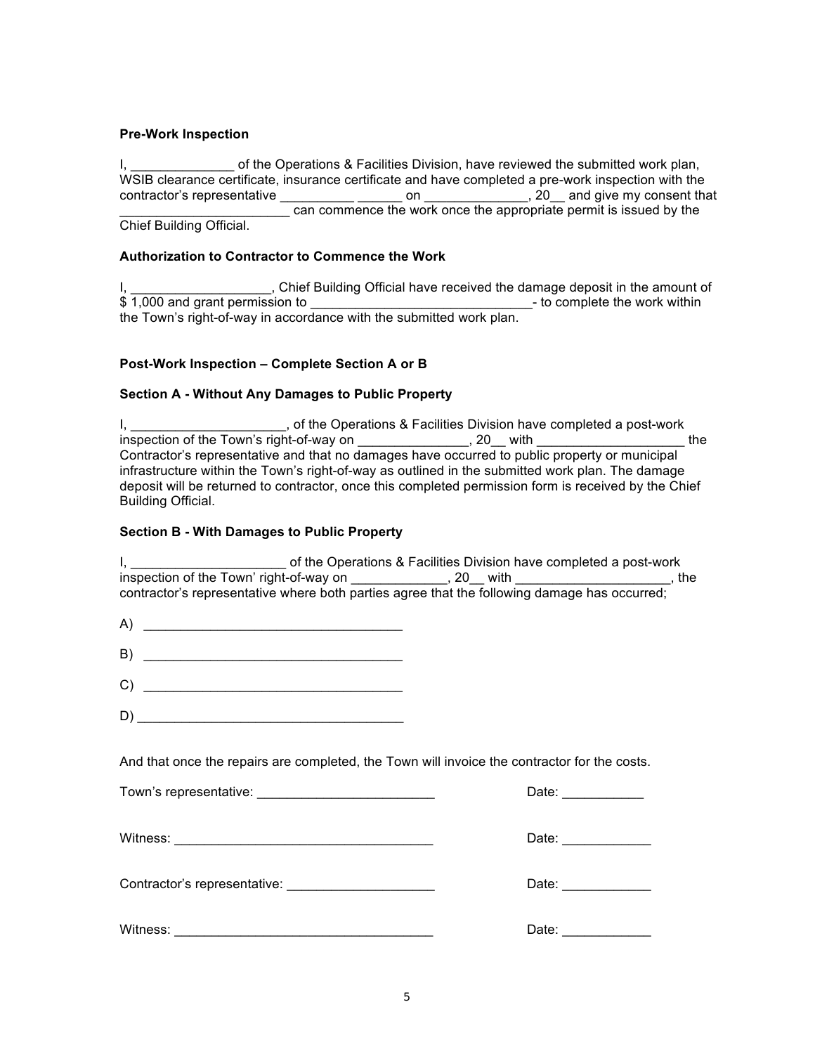**Pre-Work Inspection**

I, ______________ of the Operations & Facilities Division, have reviewed the submitted work plan, WSIB clearance certificate, insurance certificate and have completed a pre-work inspection with the contractor's representative __________ ______ on ______________, 20__ and give my consent that ________________________ can commence the work once the appropriate permit is issued by the Chief Building Official.

**Authorization to Contractor to Commence the Work**

I, ___________________, Chief Building Official have received the damage deposit in the amount of $ 1,000 and grant permission to ______________________________- to complete the work within the Town's right-of-way in accordance with the submitted work plan.

**Post-Work Inspection – Complete Section A or B**

**Section A - Without Any Damages to Public Property**

I, _____________________, of the Operations & Facilities Division have completed a post-work inspection of the Town's right-of-way on _______________, 20__ with ____________________ the Contractor's representative and that no damages have occurred to public property or municipal infrastructure within the Town's right-of-way as outlined in the submitted work plan. The damage deposit will be returned to contractor, once this completed permission form is received by the Chief Building Official.

**Section B - With Damages to Public Property**

I, _____________________ of the Operations & Facilities Division have completed a post-work inspection of the Town' right-of-way on _____________, 20__ with _____________________, the contractor's representative where both parties agree that the following damage has occurred;

A) ___________________________________

B) ___________________________________

C) ___________________________________

D) ____________________________________

And that once the repairs are completed, the Town will invoice the contractor for the costs.

Town's representative: ________________________ Date: ___________

Witness: ___________________________________ Date: ____________

Contractor's representative: ____________________ Date: ____________

Witness: ___________________________________ Date: ____________